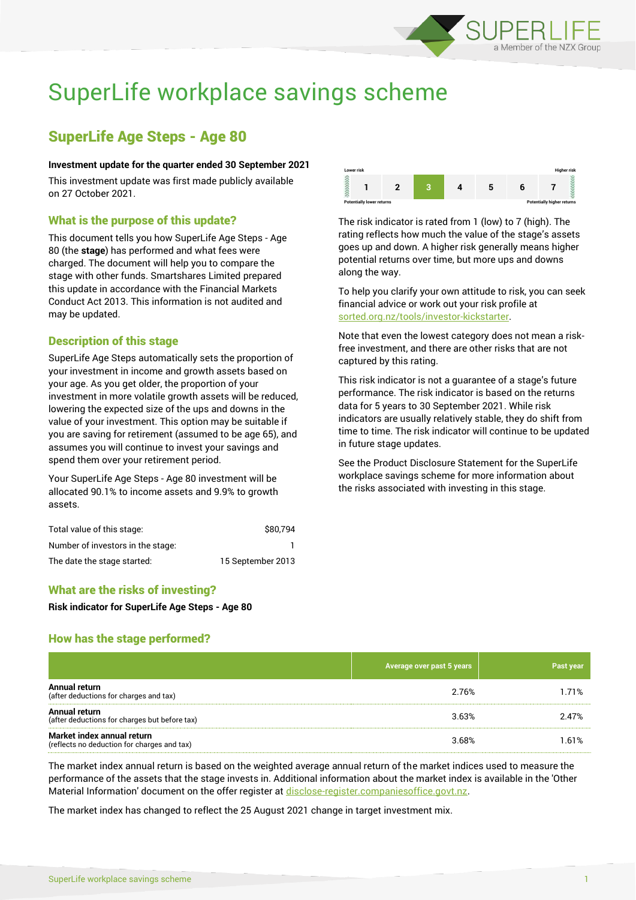# SuperLife workplace savings scheme

## SuperLife Age Steps - Age 80

**Investment update for the quarter ended 30 September 2021**

This investment update was first made publicly available on 27 October 2021.

### What is the purpose of this update?

This document tells you how SuperLife Age Steps - Age 80 (the **stage**) has performed and what fees were charged. The document will help you to compare the stage with other funds. Smartshares Limited prepared this update in accordance with the Financial Markets Conduct Act 2013. This information is not audited and may be updated.

### Description of this stage

SuperLife Age Steps automatically sets the proportion of your investment in income and growth assets based on your age. As you get older, the proportion of your investment in more volatile growth assets will be reduced, lowering the expected size of the ups and downs in the value of your investment. This option may be suitable if you are saving for retirement (assumed to be age 65), and assumes you will continue to invest your savings and spend them over your retirement period.

Your SuperLife Age Steps - Age 80 investment will be allocated 90.1% to income assets and 9.9% to growth assets.

| | |
|---|---|
| Total value of this stage: | $80,794 |
| Number of investors in the stage: | 1 |
| The date the stage started: | 15 September 2013 |

### What are the risks of investing?

**Risk indicator for SuperLife Age Steps - Age 80**

| Lower risk | | | | | | Higher risk |
|---|---|---|---|---|---|---|
| 1 | 2 | **3** | 4 | 5 | 6 | 7 |
| Potentially lower returns | | | | | | Potentially higher returns |

The risk indicator is rated from 1 (low) to 7 (high). The rating reflects how much the value of the stage's assets goes up and down. A higher risk generally means higher potential returns over time, but more ups and downs along the way.

To help you clarify your own attitude to risk, you can seek financial advice or work out your risk profile at sorted.org.nz/tools/investor-kickstarter.

Note that even the lowest category does not mean a risk-free investment, and there are other risks that are not captured by this rating.

This risk indicator is not a guarantee of a stage's future performance. The risk indicator is based on the returns data for 5 years to 30 September 2021. While risk indicators are usually relatively stable, they do shift from time to time. The risk indicator will continue to be updated in future stage updates.

See the Product Disclosure Statement for the SuperLife workplace savings scheme for more information about the risks associated with investing in this stage.

### How has the stage performed?

| | Average over past 5 years | Past year |
|---|---|---|
| **Annual return** (after deductions for charges and tax) | 2.76% | 1.71% |
| **Annual return** (after deductions for charges but before tax) | 3.63% | 2.47% |
| **Market index annual return** (reflects no deduction for charges and tax) | 3.68% | 1.61% |

The market index annual return is based on the weighted average annual return of the market indices used to measure the performance of the assets that the stage invests in. Additional information about the market index is available in the 'Other Material Information' document on the offer register at disclose-register.companiesoffice.govt.nz.

The market index has changed to reflect the 25 August 2021 change in target investment mix.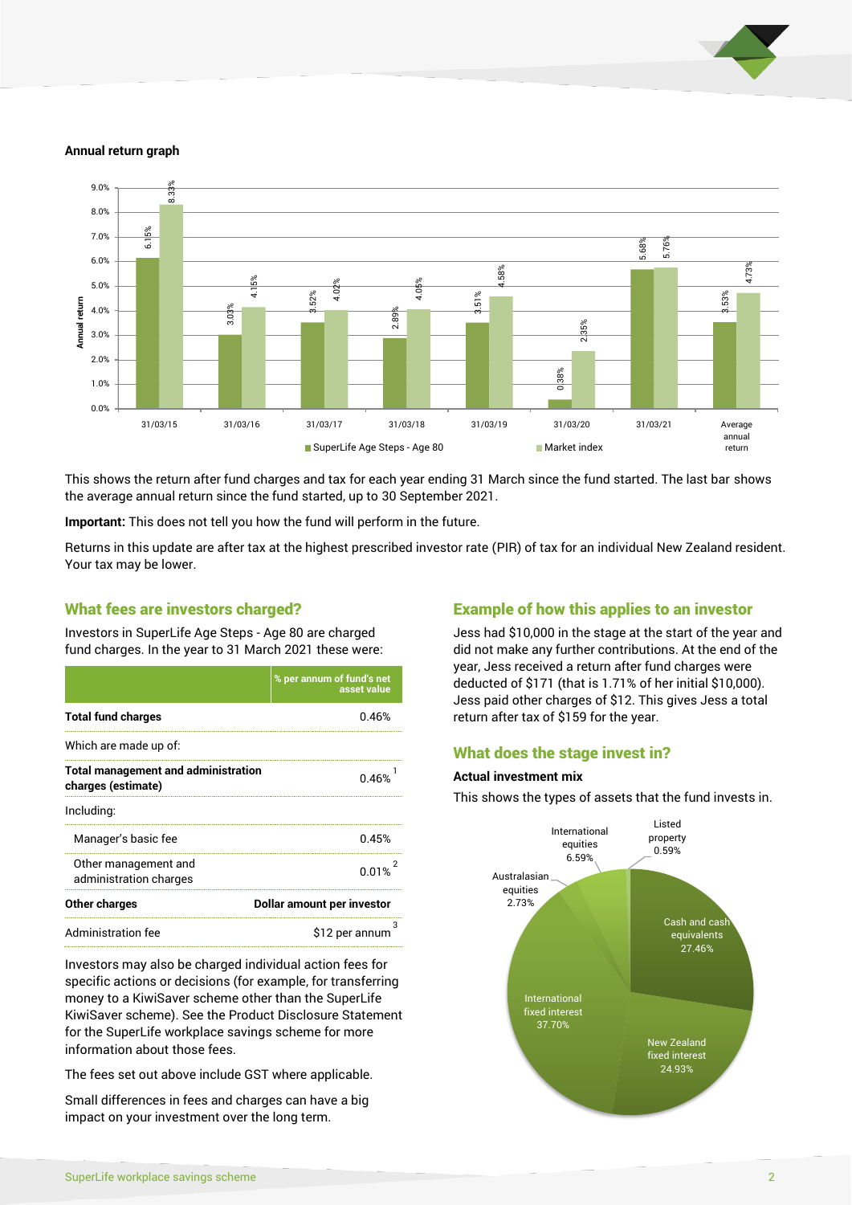**Annual return graph**

| Year | SuperLife Age Steps - Age 80 | Market index |
|---|---|---|
| 31/03/15 | 6.15% | 8.33% |
| 31/03/16 | 3.03% | 4.15% |
| 31/03/17 | 3.52% | 4.02% |
| 31/03/18 | 2.89% | 4.05% |
| 31/03/19 | 3.51% | 4.58% |
| 31/03/20 | 0.38% | 2.35% |
| 31/03/21 | 5.68% | 5.76% |
| Average annual return | 3.53% | 4.73% |

This shows the return after fund charges and tax for each year ending 31 March since the fund started. The last bar shows the average annual return since the fund started, up to 30 September 2021.

**Important:** This does not tell you how the fund will perform in the future.

Returns in this update are after tax at the highest prescribed investor rate (PIR) of tax for an individual New Zealand resident. Your tax may be lower.

## What fees are investors charged?

Investors in SuperLife Age Steps - Age 80 are charged fund charges. In the year to 31 March 2021 these were:

| | % per annum of fund's net asset value |
|---|---|
| **Total fund charges** | 0.46% |
| Which are made up of: | |
| **Total management and administration charges (estimate)** | 0.46% [1] |
| Including: | |
| Manager's basic fee | 0.45% |
| Other management and administration charges | 0.01% [2] |
| **Other charges** | **Dollar amount per investor** |
| Administration fee | $12 per annum [3] |

Investors may also be charged individual action fees for specific actions or decisions (for example, for transferring money to a KiwiSaver scheme other than the SuperLife KiwiSaver scheme). See the Product Disclosure Statement for the SuperLife workplace savings scheme for more information about those fees.

The fees set out above include GST where applicable.

Small differences in fees and charges can have a big impact on your investment over the long term.

## Example of how this applies to an investor

Jess had $10,000 in the stage at the start of the year and did not make any further contributions. At the end of the year, Jess received a return after fund charges were deducted of $171 (that is 1.71% of her initial $10,000). Jess paid other charges of $12. This gives Jess a total return after tax of $159 for the year.

## What does the stage invest in?

**Actual investment mix**

This shows the types of assets that the fund invests in.

| Asset type | % |
|---|---|
| Cash and cash equivalents | 27.46% |
| New Zealand fixed interest | 24.93% |
| International fixed interest | 37.70% |
| Australasian equities | 2.73% |
| International equities | 6.59% |
| Listed property | 0.59% |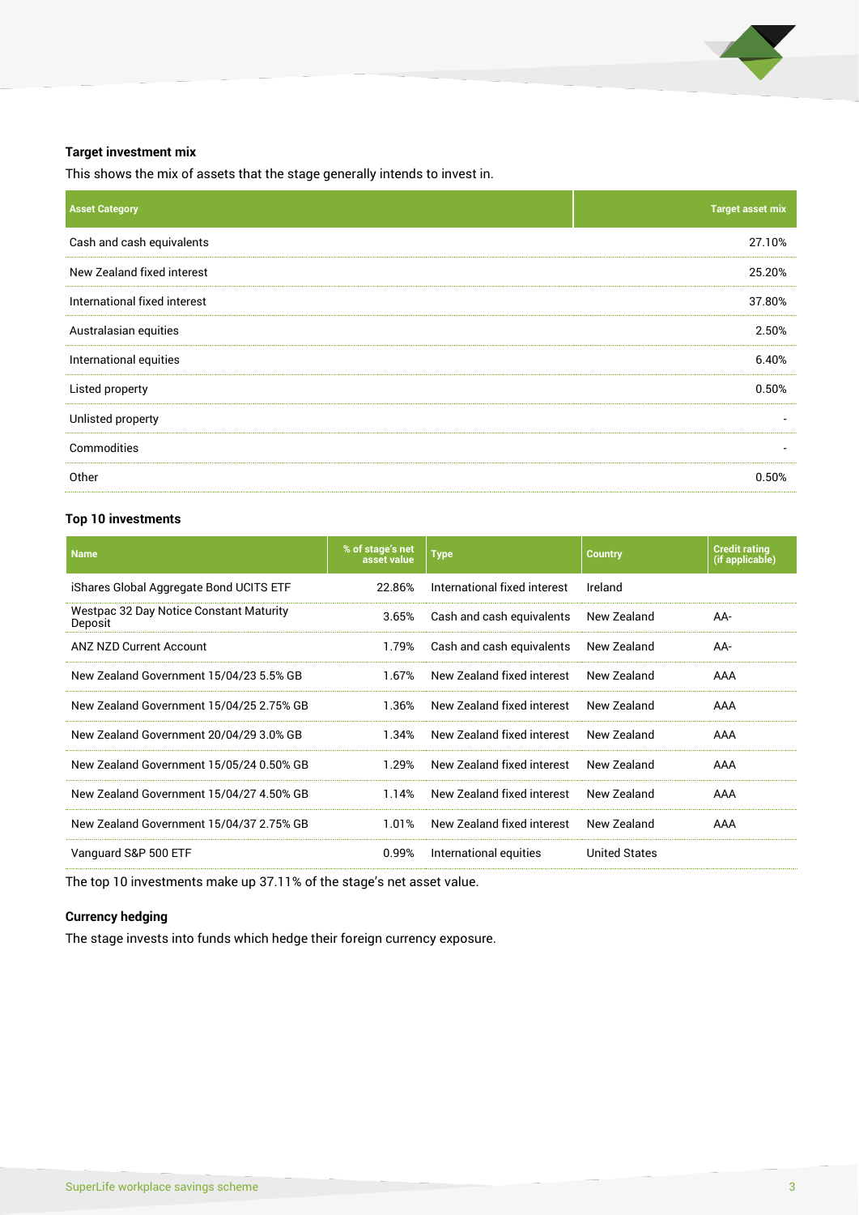### Target investment mix

This shows the mix of assets that the stage generally intends to invest in.

| Asset Category | Target asset mix |
|---|---|
| Cash and cash equivalents | 27.10% |
| New Zealand fixed interest | 25.20% |
| International fixed interest | 37.80% |
| Australasian equities | 2.50% |
| International equities | 6.40% |
| Listed property | 0.50% |
| Unlisted property | - |
| Commodities | - |
| Other | 0.50% |

### Top 10 investments

| Name | % of stage's net asset value | Type | Country | Credit rating (if applicable) |
|---|---|---|---|---|
| iShares Global Aggregate Bond UCITS ETF | 22.86% | International fixed interest | Ireland | |
| Westpac 32 Day Notice Constant Maturity Deposit | 3.65% | Cash and cash equivalents | New Zealand | AA- |
| ANZ NZD Current Account | 1.79% | Cash and cash equivalents | New Zealand | AA- |
| New Zealand Government 15/04/23 5.5% GB | 1.67% | New Zealand fixed interest | New Zealand | AAA |
| New Zealand Government 15/04/25 2.75% GB | 1.36% | New Zealand fixed interest | New Zealand | AAA |
| New Zealand Government 20/04/29 3.0% GB | 1.34% | New Zealand fixed interest | New Zealand | AAA |
| New Zealand Government 15/05/24 0.50% GB | 1.29% | New Zealand fixed interest | New Zealand | AAA |
| New Zealand Government 15/04/27 4.50% GB | 1.14% | New Zealand fixed interest | New Zealand | AAA |
| New Zealand Government 15/04/37 2.75% GB | 1.01% | New Zealand fixed interest | New Zealand | AAA |
| Vanguard S&P 500 ETF | 0.99% | International equities | United States | |

The top 10 investments make up 37.11% of the stage's net asset value.

### Currency hedging

The stage invests into funds which hedge their foreign currency exposure.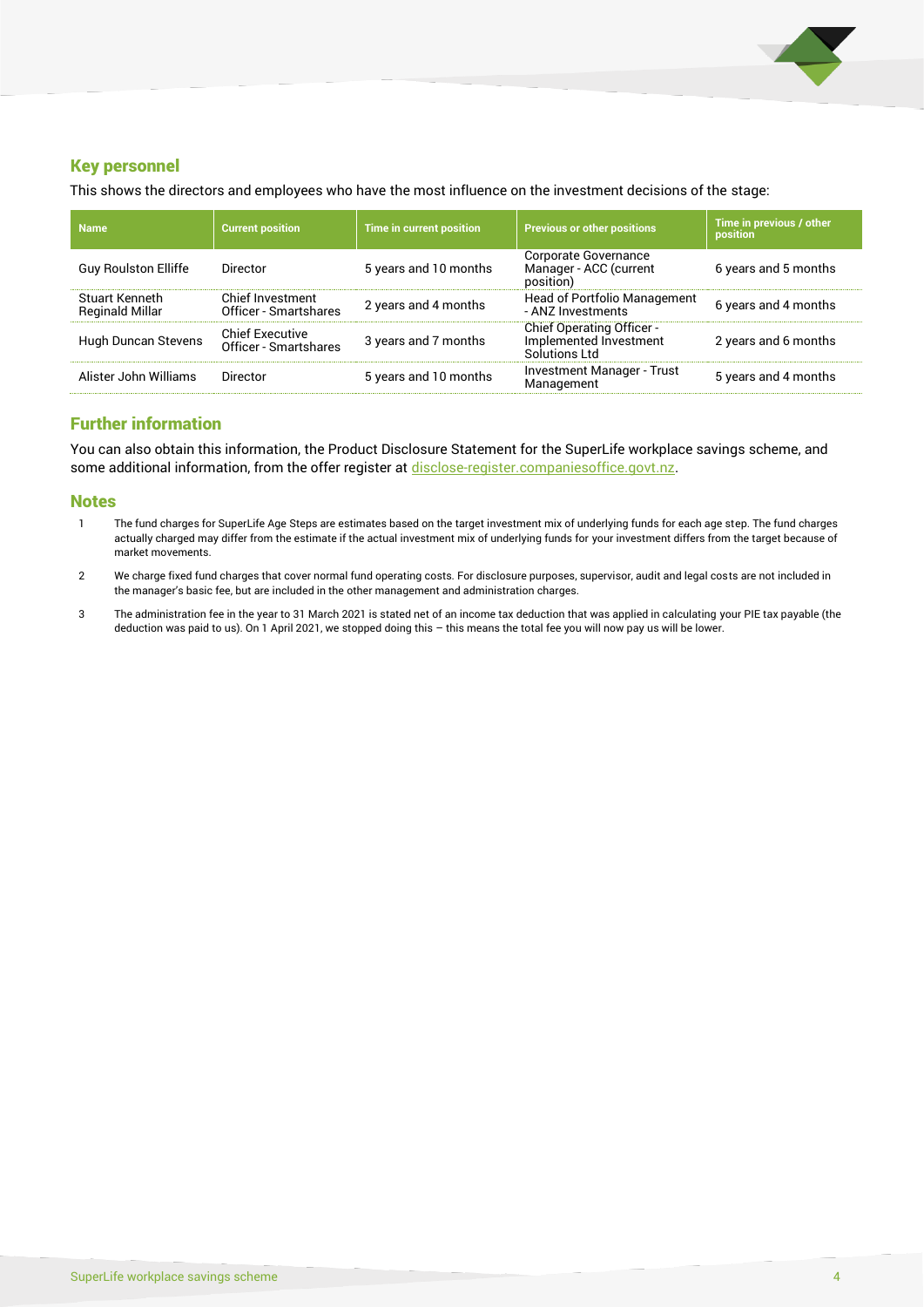## Key personnel

This shows the directors and employees who have the most influence on the investment decisions of the stage:

| Name | Current position | Time in current position | Previous or other positions | Time in previous / other position |
|---|---|---|---|---|
| Guy Roulston Elliffe | Director | 5 years and 10 months | Corporate Governance Manager - ACC (current position) | 6 years and 5 months |
| Stuart Kenneth Reginald Millar | Chief Investment Officer - Smartshares | 2 years and 4 months | Head of Portfolio Management - ANZ Investments | 6 years and 4 months |
| Hugh Duncan Stevens | Chief Executive Officer - Smartshares | 3 years and 7 months | Chief Operating Officer - Implemented Investment Solutions Ltd | 2 years and 6 months |
| Alister John Williams | Director | 5 years and 10 months | Investment Manager - Trust Management | 5 years and 4 months |

## Further information

You can also obtain this information, the Product Disclosure Statement for the SuperLife workplace savings scheme, and some additional information, from the offer register at disclose-register.companiesoffice.govt.nz.

## Notes

1. The fund charges for SuperLife Age Steps are estimates based on the target investment mix of underlying funds for each age step. The fund charges actually charged may differ from the estimate if the actual investment mix of underlying funds for your investment differs from the target because of market movements.
2. We charge fixed fund charges that cover normal fund operating costs. For disclosure purposes, supervisor, audit and legal costs are not included in the manager's basic fee, but are included in the other management and administration charges.
3. The administration fee in the year to 31 March 2021 is stated net of an income tax deduction that was applied in calculating your PIE tax payable (the deduction was paid to us). On 1 April 2021, we stopped doing this – this means the total fee you will now pay us will be lower.